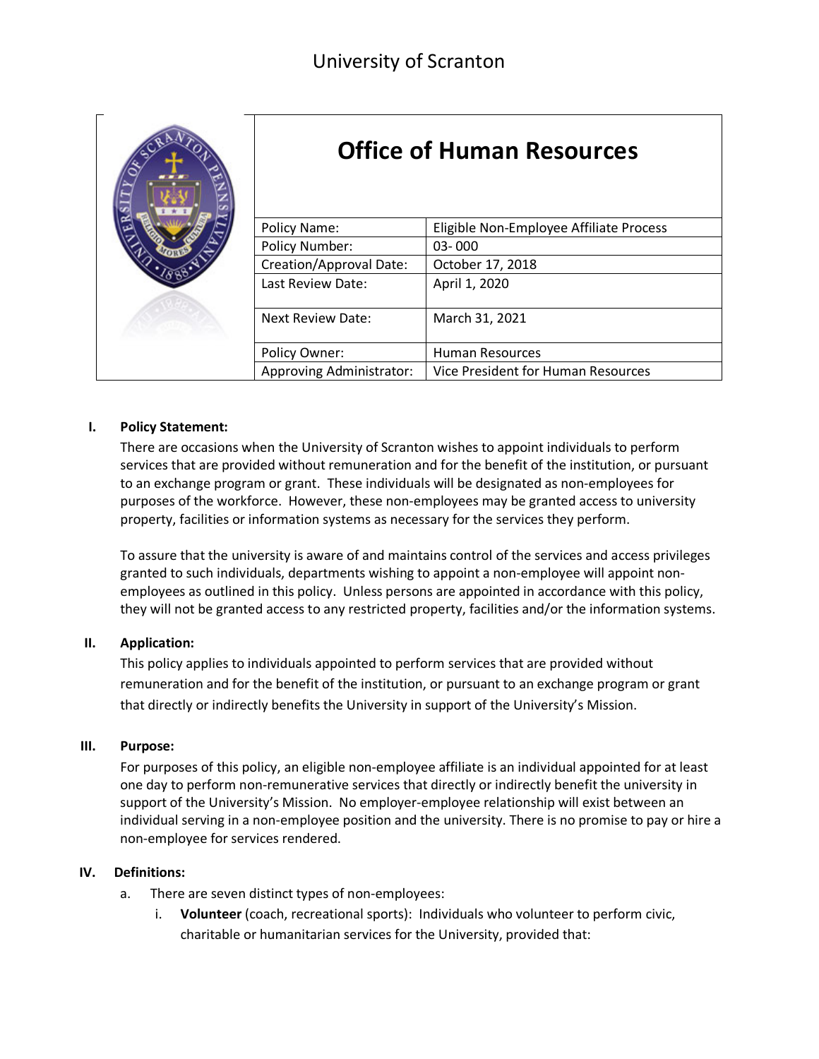# University of Scranton

## Office of Human Resources

| | |
|---|---|
| Policy Name: | Eligible Non-Employee Affiliate Process |
| Policy Number: | 03- 000 |
| Creation/Approval Date: | October 17, 2018 |
| Last Review Date: | April 1, 2020 |
| Next Review Date: | March 31, 2021 |
| Policy Owner: | Human Resources |
| Approving Administrator: | Vice President for Human Resources |

**I. Policy Statement:**

There are occasions when the University of Scranton wishes to appoint individuals to perform services that are provided without remuneration and for the benefit of the institution, or pursuant to an exchange program or grant. These individuals will be designated as non-employees for purposes of the workforce. However, these non-employees may be granted access to university property, facilities or information systems as necessary for the services they perform.

To assure that the university is aware of and maintains control of the services and access privileges granted to such individuals, departments wishing to appoint a non-employee will appoint non-employees as outlined in this policy. Unless persons are appointed in accordance with this policy, they will not be granted access to any restricted property, facilities and/or the information systems.

**II. Application:**

This policy applies to individuals appointed to perform services that are provided without remuneration and for the benefit of the institution, or pursuant to an exchange program or grant that directly or indirectly benefits the University in support of the University's Mission.

**III. Purpose:**

For purposes of this policy, an eligible non-employee affiliate is an individual appointed for at least one day to perform non-remunerative services that directly or indirectly benefit the university in support of the University's Mission. No employer-employee relationship will exist between an individual serving in a non-employee position and the university. There is no promise to pay or hire a non-employee for services rendered.

**IV. Definitions:**

a. There are seven distinct types of non-employees:

   i. **Volunteer** (coach, recreational sports): Individuals who volunteer to perform civic, charitable or humanitarian services for the University, provided that: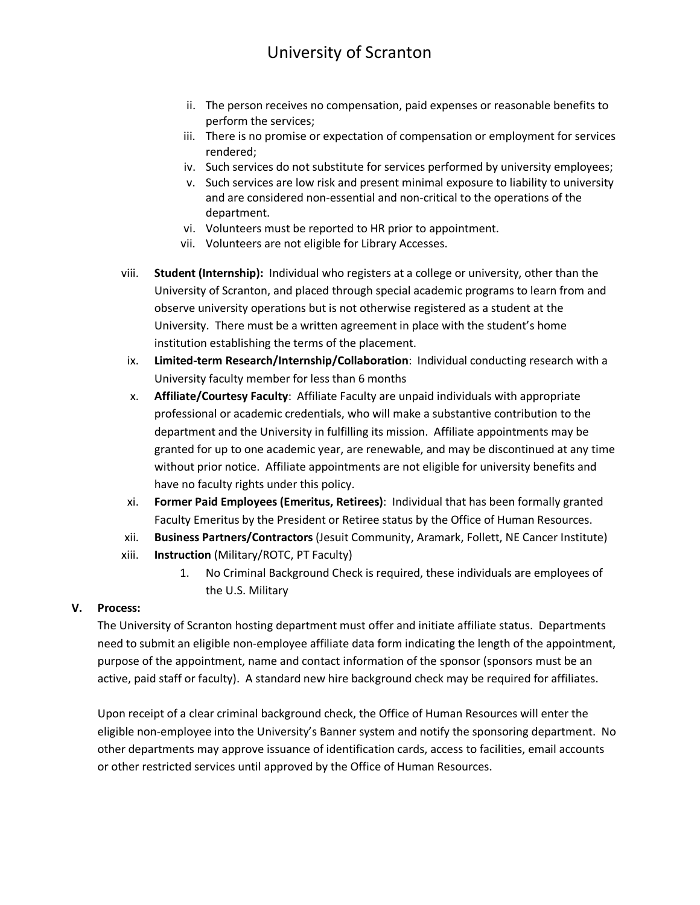ii. The person receives no compensation, paid expenses or reasonable benefits to perform the services;
iii. There is no promise or expectation of compensation or employment for services rendered;
iv. Such services do not substitute for services performed by university employees;
v. Such services are low risk and present minimal exposure to liability to university and are considered non-essential and non-critical to the operations of the department.
vi. Volunteers must be reported to HR prior to appointment.
vii. Volunteers are not eligible for Library Accesses.

viii. **Student (Internship):** Individual who registers at a college or university, other than the University of Scranton, and placed through special academic programs to learn from and observe university operations but is not otherwise registered as a student at the University. There must be a written agreement in place with the student's home institution establishing the terms of the placement.

ix. **Limited-term Research/Internship/Collaboration**: Individual conducting research with a University faculty member for less than 6 months

x. **Affiliate/Courtesy Faculty**: Affiliate Faculty are unpaid individuals with appropriate professional or academic credentials, who will make a substantive contribution to the department and the University in fulfilling its mission. Affiliate appointments may be granted for up to one academic year, are renewable, and may be discontinued at any time without prior notice. Affiliate appointments are not eligible for university benefits and have no faculty rights under this policy.

xi. **Former Paid Employees (Emeritus, Retirees)**: Individual that has been formally granted Faculty Emeritus by the President or Retiree status by the Office of Human Resources.

xii. **Business Partners/Contractors** (Jesuit Community, Aramark, Follett, NE Cancer Institute)

xiii. **Instruction** (Military/ROTC, PT Faculty)

1. No Criminal Background Check is required, these individuals are employees of the U.S. Military

## V. Process:

The University of Scranton hosting department must offer and initiate affiliate status. Departments need to submit an eligible non-employee affiliate data form indicating the length of the appointment, purpose of the appointment, name and contact information of the sponsor (sponsors must be an active, paid staff or faculty). A standard new hire background check may be required for affiliates.

Upon receipt of a clear criminal background check, the Office of Human Resources will enter the eligible non-employee into the University's Banner system and notify the sponsoring department. No other departments may approve issuance of identification cards, access to facilities, email accounts or other restricted services until approved by the Office of Human Resources.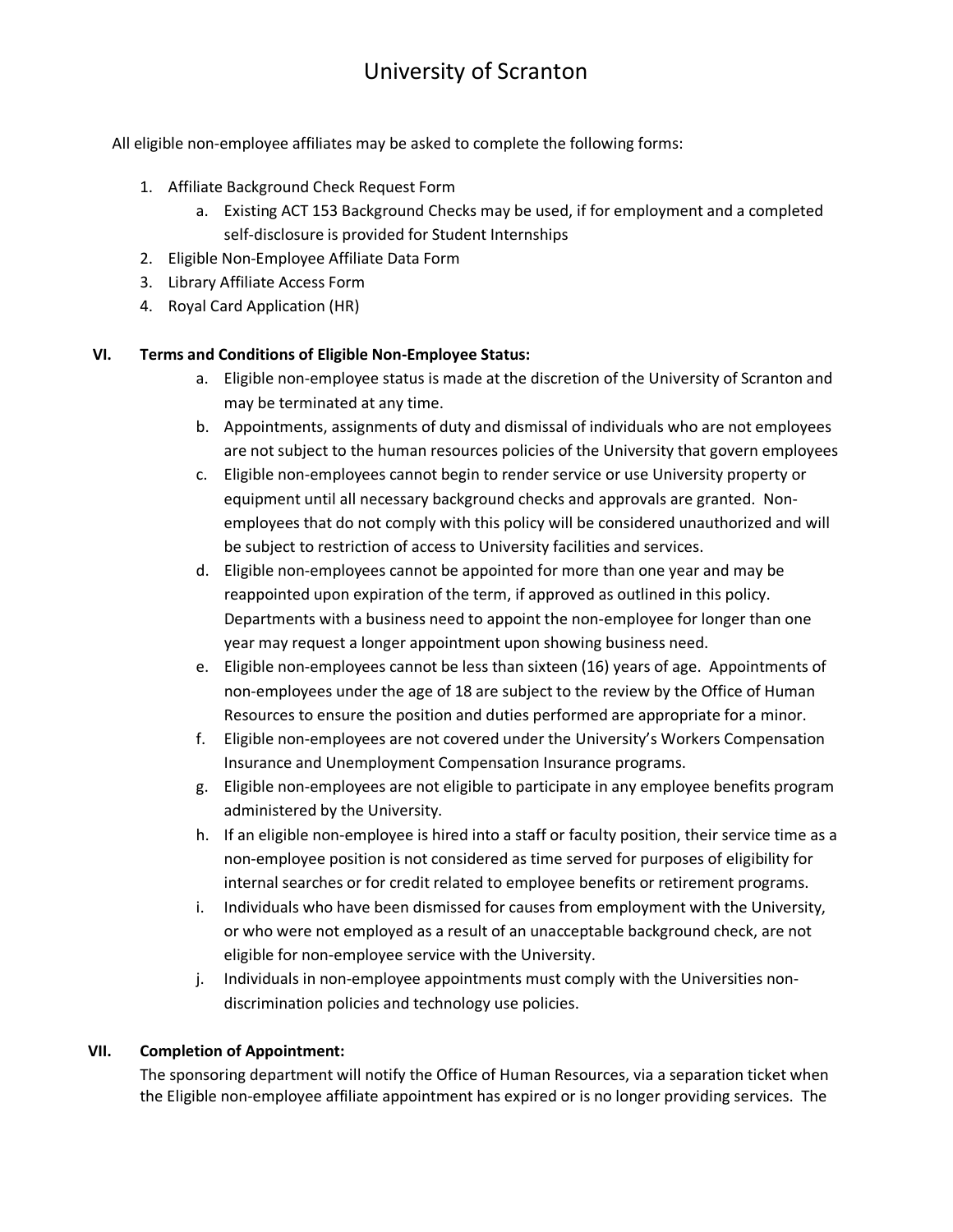All eligible non-employee affiliates may be asked to complete the following forms:

1. Affiliate Background Check Request Form
   a. Existing ACT 153 Background Checks may be used, if for employment and a completed self-disclosure is provided for Student Internships
2. Eligible Non-Employee Affiliate Data Form
3. Library Affiliate Access Form
4. Royal Card Application (HR)

## VI. Terms and Conditions of Eligible Non-Employee Status:

a. Eligible non-employee status is made at the discretion of the University of Scranton and may be terminated at any time.

b. Appointments, assignments of duty and dismissal of individuals who are not employees are not subject to the human resources policies of the University that govern employees

c. Eligible non-employees cannot begin to render service or use University property or equipment until all necessary background checks and approvals are granted. Non-employees that do not comply with this policy will be considered unauthorized and will be subject to restriction of access to University facilities and services.

d. Eligible non-employees cannot be appointed for more than one year and may be reappointed upon expiration of the term, if approved as outlined in this policy. Departments with a business need to appoint the non-employee for longer than one year may request a longer appointment upon showing business need.

e. Eligible non-employees cannot be less than sixteen (16) years of age. Appointments of non-employees under the age of 18 are subject to the review by the Office of Human Resources to ensure the position and duties performed are appropriate for a minor.

f. Eligible non-employees are not covered under the University's Workers Compensation Insurance and Unemployment Compensation Insurance programs.

g. Eligible non-employees are not eligible to participate in any employee benefits program administered by the University.

h. If an eligible non-employee is hired into a staff or faculty position, their service time as a non-employee position is not considered as time served for purposes of eligibility for internal searches or for credit related to employee benefits or retirement programs.

i. Individuals who have been dismissed for causes from employment with the University, or who were not employed as a result of an unacceptable background check, are not eligible for non-employee service with the University.

j. Individuals in non-employee appointments must comply with the Universities non-discrimination policies and technology use policies.

## VII. Completion of Appointment:

The sponsoring department will notify the Office of Human Resources, via a separation ticket when the Eligible non-employee affiliate appointment has expired or is no longer providing services. The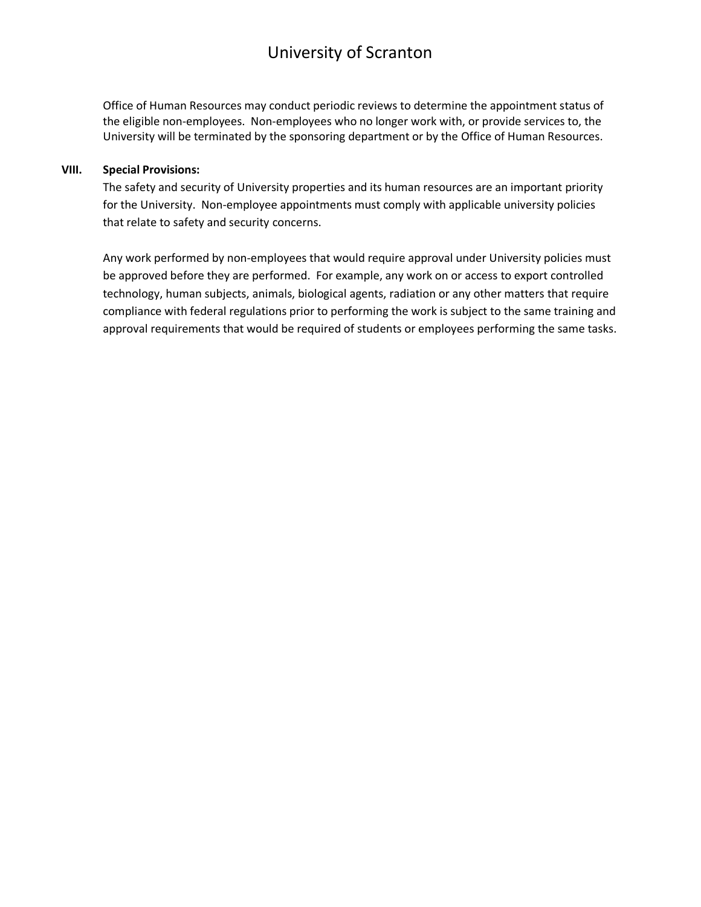Office of Human Resources may conduct periodic reviews to determine the appointment status of the eligible non-employees. Non-employees who no longer work with, or provide services to, the University will be terminated by the sponsoring department or by the Office of Human Resources.

## VIII. Special Provisions:

The safety and security of University properties and its human resources are an important priority for the University. Non-employee appointments must comply with applicable university policies that relate to safety and security concerns.

Any work performed by non-employees that would require approval under University policies must be approved before they are performed. For example, any work on or access to export controlled technology, human subjects, animals, biological agents, radiation or any other matters that require compliance with federal regulations prior to performing the work is subject to the same training and approval requirements that would be required of students or employees performing the same tasks.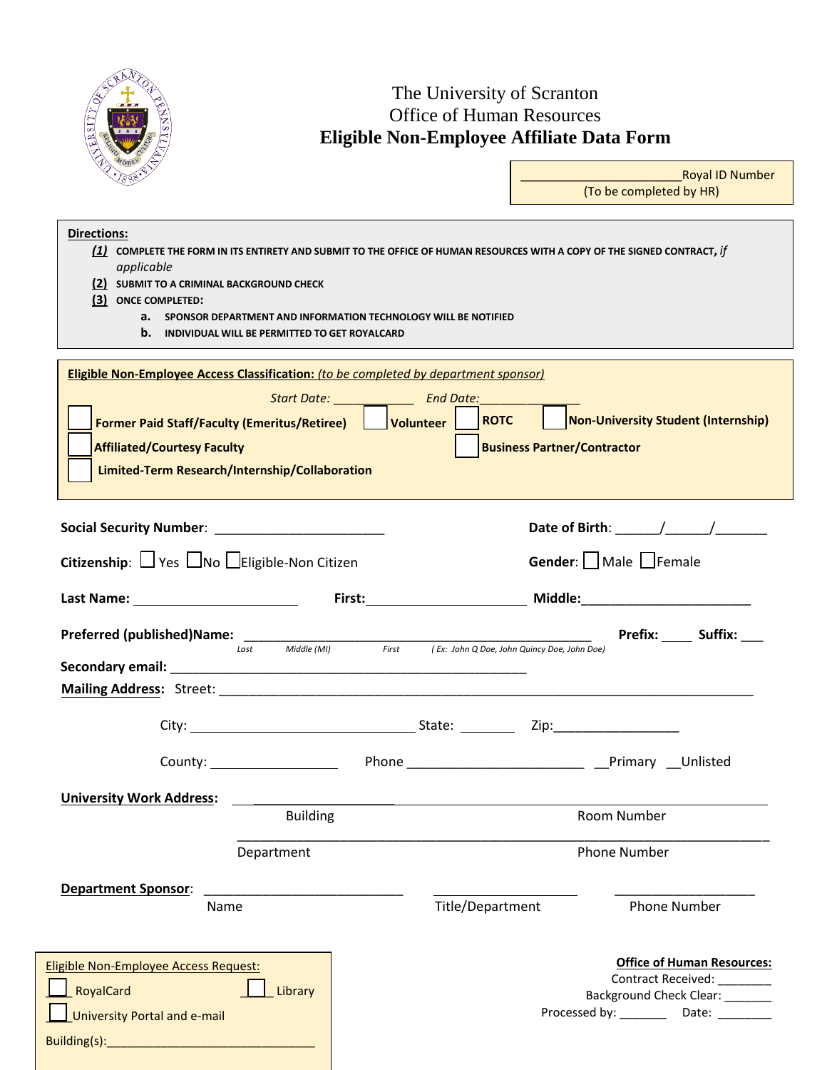# The University of Scranton
# Office of Human Resources
# Eligible Non-Employee Affiliate Data Form

________________________Royal ID Number
(To be completed by HR)

**Directions:**

***(1)*** **COMPLETE THE FORM IN ITS ENTIRETY AND SUBMIT TO THE OFFICE OF HUMAN RESOURCES WITH A COPY OF THE SIGNED CONTRACT,** *if applicable*

**(2)** **SUBMIT TO A CRIMINAL BACKGROUND CHECK**

**(3)** **ONCE COMPLETED:**

- **a.** **SPONSOR DEPARTMENT AND INFORMATION TECHNOLOGY WILL BE NOTIFIED**
- **b.** **INDIVIDUAL WILL BE PERMITTED TO GET ROYALCARD**

**Eligible Non-Employee Access Classification:** *(to be completed by department sponsor)*

*Start Date:* ____________ *End Date:*_______________

☐ **Former Paid Staff/Faculty (Emeritus/Retiree)** ☐ **Volunteer** ☐ **ROTC** ☐ **Non-University Student (Internship)**

☐ **Affiliated/Courtesy Faculty** ☐ **Business Partner/Contractor**

☐ **Limited-Term Research/Internship/Collaboration**

**Social Security Number**: _______________________ **Date of Birth**: ______/______/_______

**Citizenship**: ☐ Yes ☐ No ☐ Eligible-Non Citizen **Gender**: ☐ Male ☐ Female

**Last Name:** ______________________ **First:**______________________ **Middle:**________________________

**Preferred (published)Name:** ________________________________________________ **Prefix:** ____ **Suffix:** ___

*Last Middle (MI) First ( Ex: John Q Doe, John Quincy Doe, John Doe)*

**Secondary email:** __________________________________________________

**Mailing Address:** Street: ___________________________________________________________________________

City: _______________________________ State: ________ Zip:_________________

County: _________________ Phone ________________________ __Primary __Unlisted

**University Work Address:** ___________________ ___________________________

Building Room Number

___________________ ___________________________

Department Phone Number

**Department Sponsor**: ____________________________ ____________________ ____________________

Name Title/Department Phone Number

Eligible Non-Employee Access Request:

☐ RoyalCard ☐ Library

☐ University Portal and e-mail

Building(s):______________________________

**Office of Human Resources:**

Contract Received: ________

Background Check Clear: _______

Processed by: _______ Date: ________